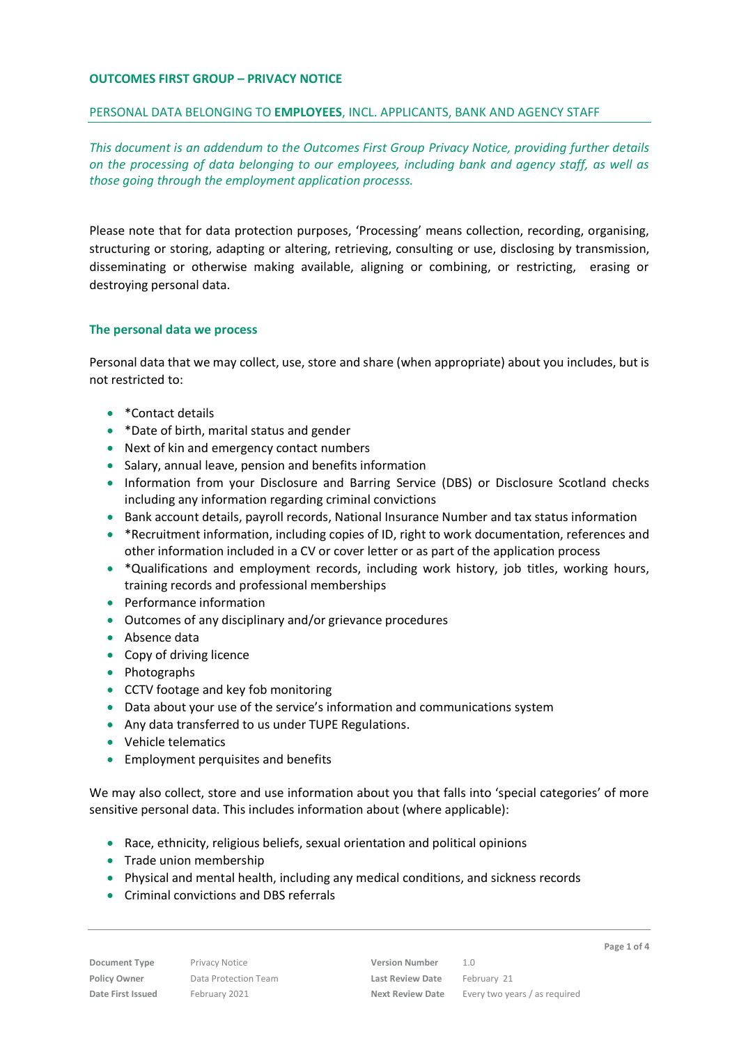# OUTCOMES FIRST GROUP – PRIVACY NOTICE

## PERSONAL DATA BELONGING TO **EMPLOYEES**, INCL. APPLICANTS, BANK AND AGENCY STAFF

*This document is an addendum to the Outcomes First Group Privacy Notice, providing further details on the processing of data belonging to our employees, including bank and agency staff, as well as those going through the employment application processs.*

Please note that for data protection purposes, 'Processing' means collection, recording, organising, structuring or storing, adapting or altering, retrieving, consulting or use, disclosing by transmission, disseminating or otherwise making available, aligning or combining, or restricting, erasing or destroying personal data.

### The personal data we process

Personal data that we may collect, use, store and share (when appropriate) about you includes, but is not restricted to:

- *Contact details
- *Date of birth, marital status and gender
- Next of kin and emergency contact numbers
- Salary, annual leave, pension and benefits information
- Information from your Disclosure and Barring Service (DBS) or Disclosure Scotland checks including any information regarding criminal convictions
- Bank account details, payroll records, National Insurance Number and tax status information
- *Recruitment information, including copies of ID, right to work documentation, references and other information included in a CV or cover letter or as part of the application process
- *Qualifications and employment records, including work history, job titles, working hours, training records and professional memberships
- Performance information
- Outcomes of any disciplinary and/or grievance procedures
- Absence data
- Copy of driving licence
- Photographs
- CCTV footage and key fob monitoring
- Data about your use of the service's information and communications system
- Any data transferred to us under TUPE Regulations.
- Vehicle telematics
- Employment perquisites and benefits

We may also collect, store and use information about you that falls into 'special categories' of more sensitive personal data. This includes information about (where applicable):

- Race, ethnicity, religious beliefs, sexual orientation and political opinions
- Trade union membership
- Physical and mental health, including any medical conditions, and sickness records
- Criminal convictions and DBS referrals

| Document Type | Privacy Notice | Version Number | 1.0 |
|---|---|---|---|
| Policy Owner | Data Protection Team | Last Review Date | February 21 |
| Date First Issued | February 2021 | Next Review Date | Every two years / as required |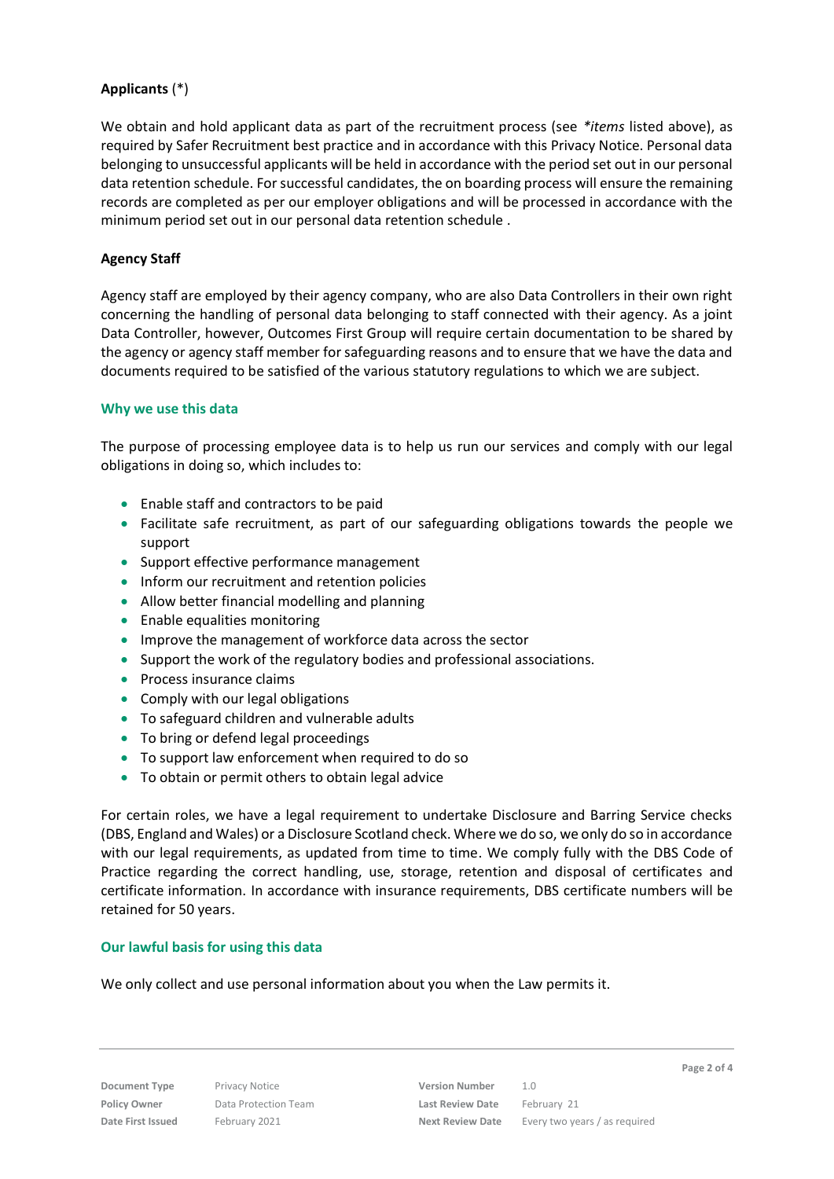**Applicants** (*)

We obtain and hold applicant data as part of the recruitment process (see *\*items* listed above), as required by Safer Recruitment best practice and in accordance with this Privacy Notice. Personal data belonging to unsuccessful applicants will be held in accordance with the period set out in our personal data retention schedule. For successful candidates, the on boarding process will ensure the remaining records are completed as per our employer obligations and will be processed in accordance with the minimum period set out in our personal data retention schedule .

**Agency Staff**

Agency staff are employed by their agency company, who are also Data Controllers in their own right concerning the handling of personal data belonging to staff connected with their agency. As a joint Data Controller, however, Outcomes First Group will require certain documentation to be shared by the agency or agency staff member for safeguarding reasons and to ensure that we have the data and documents required to be satisfied of the various statutory regulations to which we are subject.

### Why we use this data

The purpose of processing employee data is to help us run our services and comply with our legal obligations in doing so, which includes to:

- Enable staff and contractors to be paid
- Facilitate safe recruitment, as part of our safeguarding obligations towards the people we support
- Support effective performance management
- Inform our recruitment and retention policies
- Allow better financial modelling and planning
- Enable equalities monitoring
- Improve the management of workforce data across the sector
- Support the work of the regulatory bodies and professional associations.
- Process insurance claims
- Comply with our legal obligations
- To safeguard children and vulnerable adults
- To bring or defend legal proceedings
- To support law enforcement when required to do so
- To obtain or permit others to obtain legal advice

For certain roles, we have a legal requirement to undertake Disclosure and Barring Service checks (DBS, England and Wales) or a Disclosure Scotland check. Where we do so, we only do so in accordance with our legal requirements, as updated from time to time. We comply fully with the DBS Code of Practice regarding the correct handling, use, storage, retention and disposal of certificates and certificate information. In accordance with insurance requirements, DBS certificate numbers will be retained for 50 years.

### Our lawful basis for using this data

We only collect and use personal information about you when the Law permits it.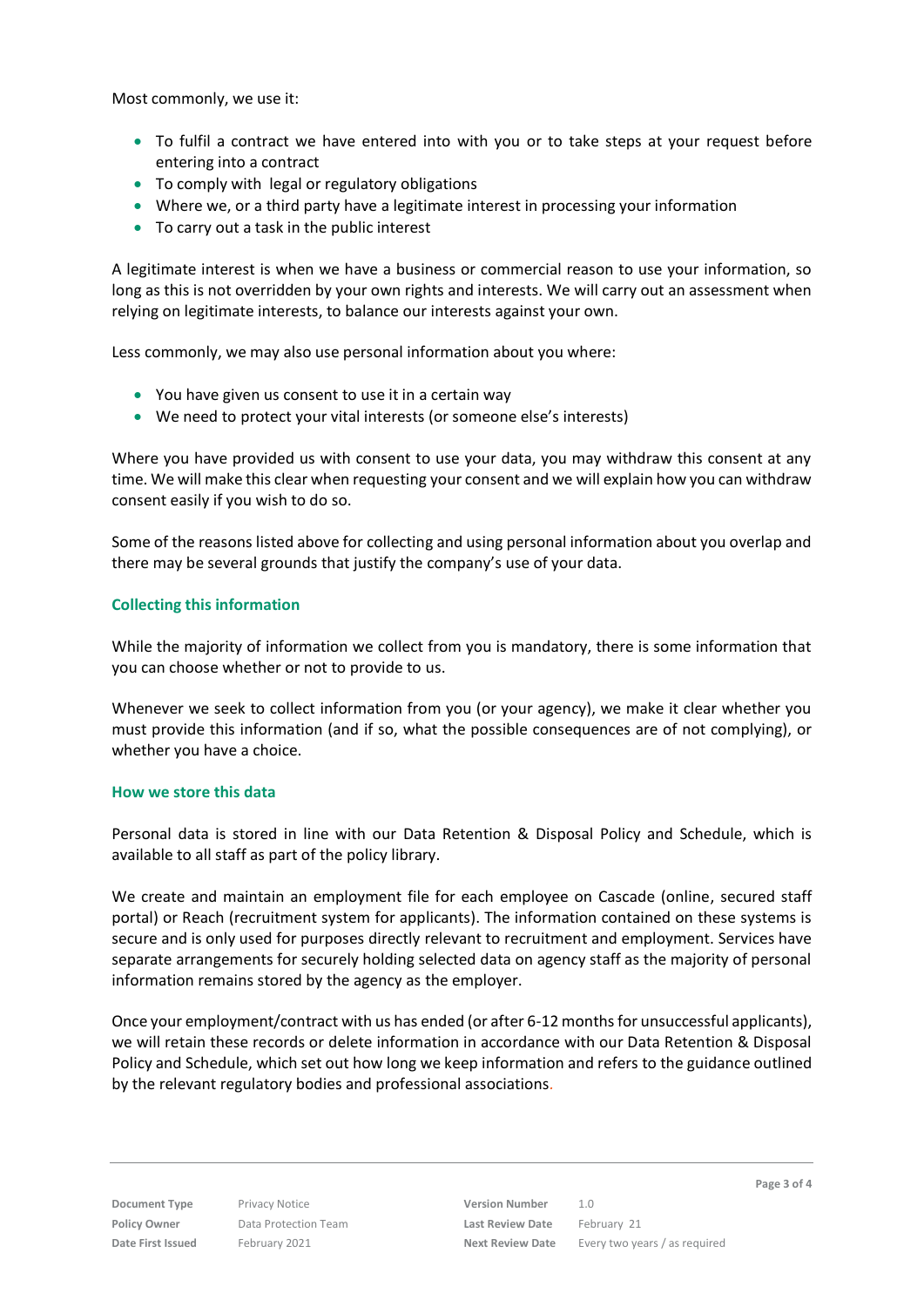Most commonly, we use it:

- To fulfil a contract we have entered into with you or to take steps at your request before entering into a contract
- To comply with legal or regulatory obligations
- Where we, or a third party have a legitimate interest in processing your information
- To carry out a task in the public interest

A legitimate interest is when we have a business or commercial reason to use your information, so long as this is not overridden by your own rights and interests. We will carry out an assessment when relying on legitimate interests, to balance our interests against your own.

Less commonly, we may also use personal information about you where:

- You have given us consent to use it in a certain way
- We need to protect your vital interests (or someone else's interests)

Where you have provided us with consent to use your data, you may withdraw this consent at any time. We will make this clear when requesting your consent and we will explain how you can withdraw consent easily if you wish to do so.

Some of the reasons listed above for collecting and using personal information about you overlap and there may be several grounds that justify the company's use of your data.

### Collecting this information

While the majority of information we collect from you is mandatory, there is some information that you can choose whether or not to provide to us.

Whenever we seek to collect information from you (or your agency), we make it clear whether you must provide this information (and if so, what the possible consequences are of not complying), or whether you have a choice.

### How we store this data

Personal data is stored in line with our Data Retention & Disposal Policy and Schedule, which is available to all staff as part of the policy library.

We create and maintain an employment file for each employee on Cascade (online, secured staff portal) or Reach (recruitment system for applicants). The information contained on these systems is secure and is only used for purposes directly relevant to recruitment and employment. Services have separate arrangements for securely holding selected data on agency staff as the majority of personal information remains stored by the agency as the employer.

Once your employment/contract with us has ended (or after 6-12 months for unsuccessful applicants), we will retain these records or delete information in accordance with our Data Retention & Disposal Policy and Schedule, which set out how long we keep information and refers to the guidance outlined by the relevant regulatory bodies and professional associations.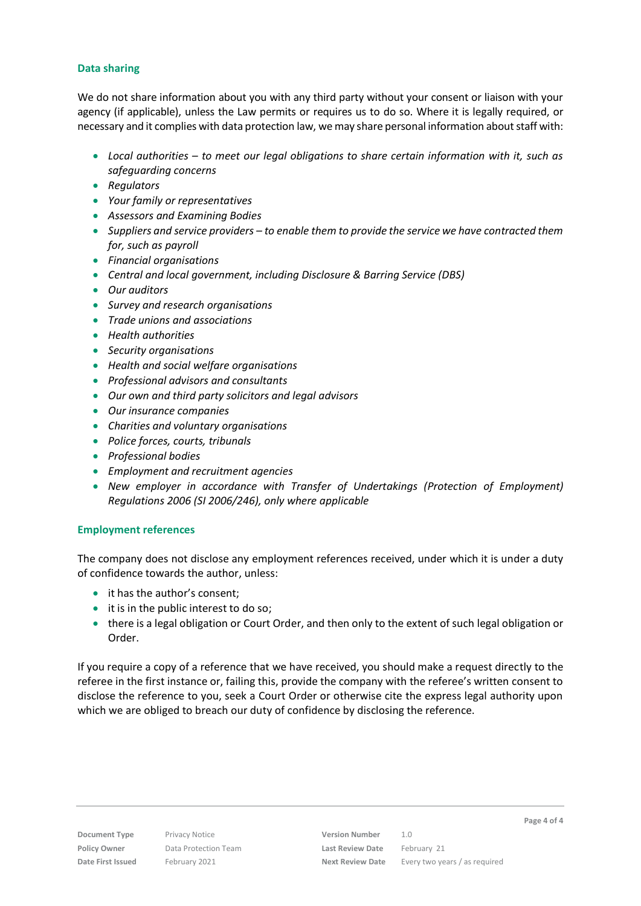## Data sharing

We do not share information about you with any third party without your consent or liaison with your agency (if applicable), unless the Law permits or requires us to do so. Where it is legally required, or necessary and it complies with data protection law, we may share personal information about staff with:

- *Local authorities – to meet our legal obligations to share certain information with it, such as safeguarding concerns*
- *Regulators*
- *Your family or representatives*
- *Assessors and Examining Bodies*
- *Suppliers and service providers – to enable them to provide the service we have contracted them for, such as payroll*
- *Financial organisations*
- *Central and local government, including Disclosure & Barring Service (DBS)*
- *Our auditors*
- *Survey and research organisations*
- *Trade unions and associations*
- *Health authorities*
- *Security organisations*
- *Health and social welfare organisations*
- *Professional advisors and consultants*
- *Our own and third party solicitors and legal advisors*
- *Our insurance companies*
- *Charities and voluntary organisations*
- *Police forces, courts, tribunals*
- *Professional bodies*
- *Employment and recruitment agencies*
- *New employer in accordance with Transfer of Undertakings (Protection of Employment) Regulations 2006 (SI 2006/246), only where applicable*

## Employment references

The company does not disclose any employment references received, under which it is under a duty of confidence towards the author, unless:

- it has the author's consent;
- it is in the public interest to do so;
- there is a legal obligation or Court Order, and then only to the extent of such legal obligation or Order.

If you require a copy of a reference that we have received, you should make a request directly to the referee in the first instance or, failing this, provide the company with the referee's written consent to disclose the reference to you, seek a Court Order or otherwise cite the express legal authority upon which we are obliged to breach our duty of confidence by disclosing the reference.

| | | | |
|---|---|---|---|
| **Document Type** | Privacy Notice | **Version Number** | 1.0 |
| **Policy Owner** | Data Protection Team | **Last Review Date** | February 21 |
| **Date First Issued** | February 2021 | **Next Review Date** | Every two years / as required |